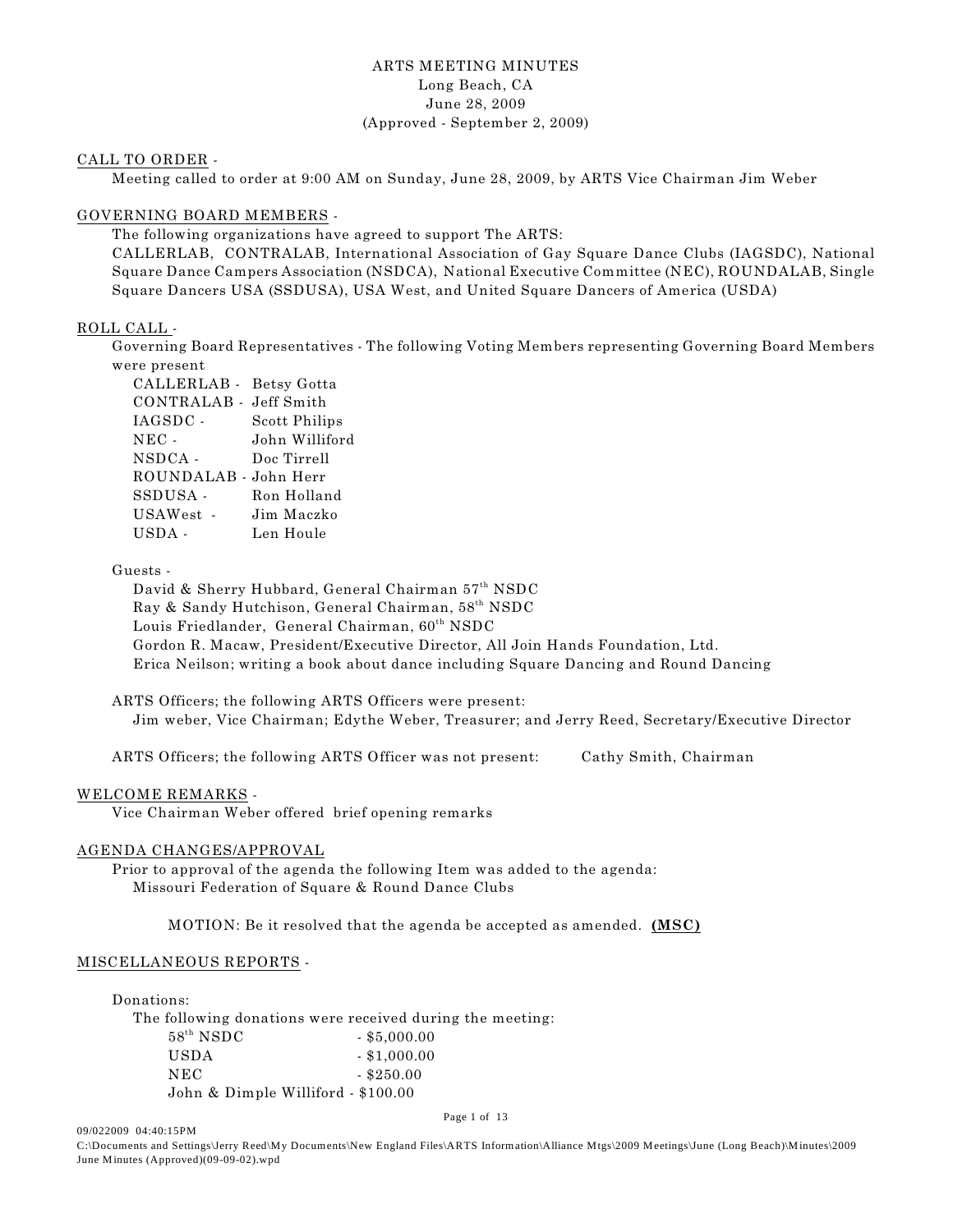ARTS MEETING MINUTES
Long Beach, CA
June 28, 2009
(Approved - September 2, 2009)

CALL TO ORDER -

Meeting called to order at 9:00 AM on Sunday, June 28, 2009, by ARTS Vice Chairman Jim Weber

GOVERNING BOARD MEMBERS -

The following organizations have agreed to support The ARTS:
CALLERLAB, CONTRALAB, International Association of Gay Square Dance Clubs (IAGSDC), National Square Dance Campers Association (NSDCA), National Executive Committee (NEC), ROUNDALAB, Single Square Dancers USA (SSDUSA), USA West, and United Square Dancers of America (USDA)

ROLL CALL -

Governing Board Representatives - The following Voting Members representing Governing Board Members were present

CALLERLAB - Betsy Gotta
CONTRALAB - Jeff Smith
IAGSDC - Scott Philips
NEC - John Williford
NSDCA - Doc Tirrell
ROUNDALAB - John Herr
SSDUSA - Ron Holland
USAWest - Jim Maczko
USDA - Len Houle

Guests -

David & Sherry Hubbard, General Chairman 57th NSDC
Ray & Sandy Hutchison, General Chairman, 58th NSDC
Louis Friedlander, General Chairman, 60th NSDC
Gordon R. Macaw, President/Executive Director, All Join Hands Foundation, Ltd.
Erica Neilson; writing a book about dance including Square Dancing and Round Dancing

ARTS Officers; the following ARTS Officers were present:
Jim weber, Vice Chairman; Edythe Weber, Treasurer; and Jerry Reed, Secretary/Executive Director

ARTS Officers; the following ARTS Officer was not present: Cathy Smith, Chairman

WELCOME REMARKS -

Vice Chairman Weber offered brief opening remarks

AGENDA CHANGES/APPROVAL

Prior to approval of the agenda the following Item was added to the agenda:
Missouri Federation of Square & Round Dance Clubs

MOTION: Be it resolved that the agenda be accepted as amended. **(MSC)**

MISCELLANEOUS REPORTS -

Donations:

The following donations were received during the meeting:

58th NSDC - $5,000.00
USDA - $1,000.00
NEC - $250.00
John & Dimple Williford - $100.00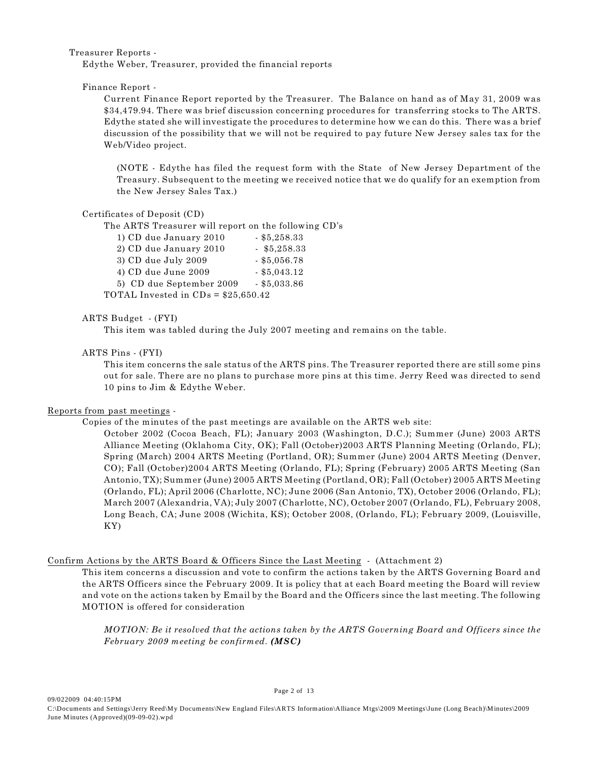Treasurer Reports -

Edythe Weber, Treasurer, provided the financial reports

Finance Report -

Current Finance Report reported by the Treasurer. The Balance on hand as of May 31, 2009 was $34,479.94. There was brief discussion concerning procedures for transferring stocks to The ARTS. Edythe stated she will investigate the procedures to determine how we can do this. There was a brief discussion of the possibility that we will not be required to pay future New Jersey sales tax for the Web/Video project.

(NOTE - Edythe has filed the request form with the State of New Jersey Department of the Treasury. Subsequent to the meeting we received notice that we do qualify for an exemption from the New Jersey Sales Tax.)

Certificates of Deposit (CD)

The ARTS Treasurer will report on the following CD's

1) CD due January 2010 - $5,258.33
2) CD due January 2010 - $5,258.33
3) CD due July 2009 - $5,056.78
4) CD due June 2009 - $5,043.12
5) CD due September 2009 - $5,033.86

TOTAL Invested in CDs = $25,650.42

ARTS Budget - (FYI)

This item was tabled during the July 2007 meeting and remains on the table.

ARTS Pins - (FYI)

This item concerns the sale status of the ARTS pins. The Treasurer reported there are still some pins out for sale. There are no plans to purchase more pins at this time. Jerry Reed was directed to send 10 pins to Jim & Edythe Weber.

Reports from past meetings -

Copies of the minutes of the past meetings are available on the ARTS web site:

October 2002 (Cocoa Beach, FL); January 2003 (Washington, D.C.); Summer (June) 2003 ARTS Alliance Meeting (Oklahoma City, OK); Fall (October)2003 ARTS Planning Meeting (Orlando, FL); Spring (March) 2004 ARTS Meeting (Portland, OR); Summer (June) 2004 ARTS Meeting (Denver, CO); Fall (October)2004 ARTS Meeting (Orlando, FL); Spring (February) 2005 ARTS Meeting (San Antonio, TX); Summer (June) 2005 ARTS Meeting (Portland, OR); Fall (October) 2005 ARTS Meeting (Orlando, FL); April 2006 (Charlotte, NC); June 2006 (San Antonio, TX), October 2006 (Orlando, FL); March 2007 (Alexandria, VA); July 2007 (Charlotte, NC), October 2007 (Orlando, FL), February 2008, Long Beach, CA; June 2008 (Wichita, KS); October 2008, (Orlando, FL); February 2009, (Louisville, KY)

Confirm Actions by the ARTS Board & Officers Since the Last Meeting - (Attachment 2)

This item concerns a discussion and vote to confirm the actions taken by the ARTS Governing Board and the ARTS Officers since the February 2009. It is policy that at each Board meeting the Board will review and vote on the actions taken by Email by the Board and the Officers since the last meeting. The following MOTION is offered for consideration

*MOTION: Be it resolved that the actions taken by the ARTS Governing Board and Officers since the February 2009 meeting be confirmed.* ***(MSC)***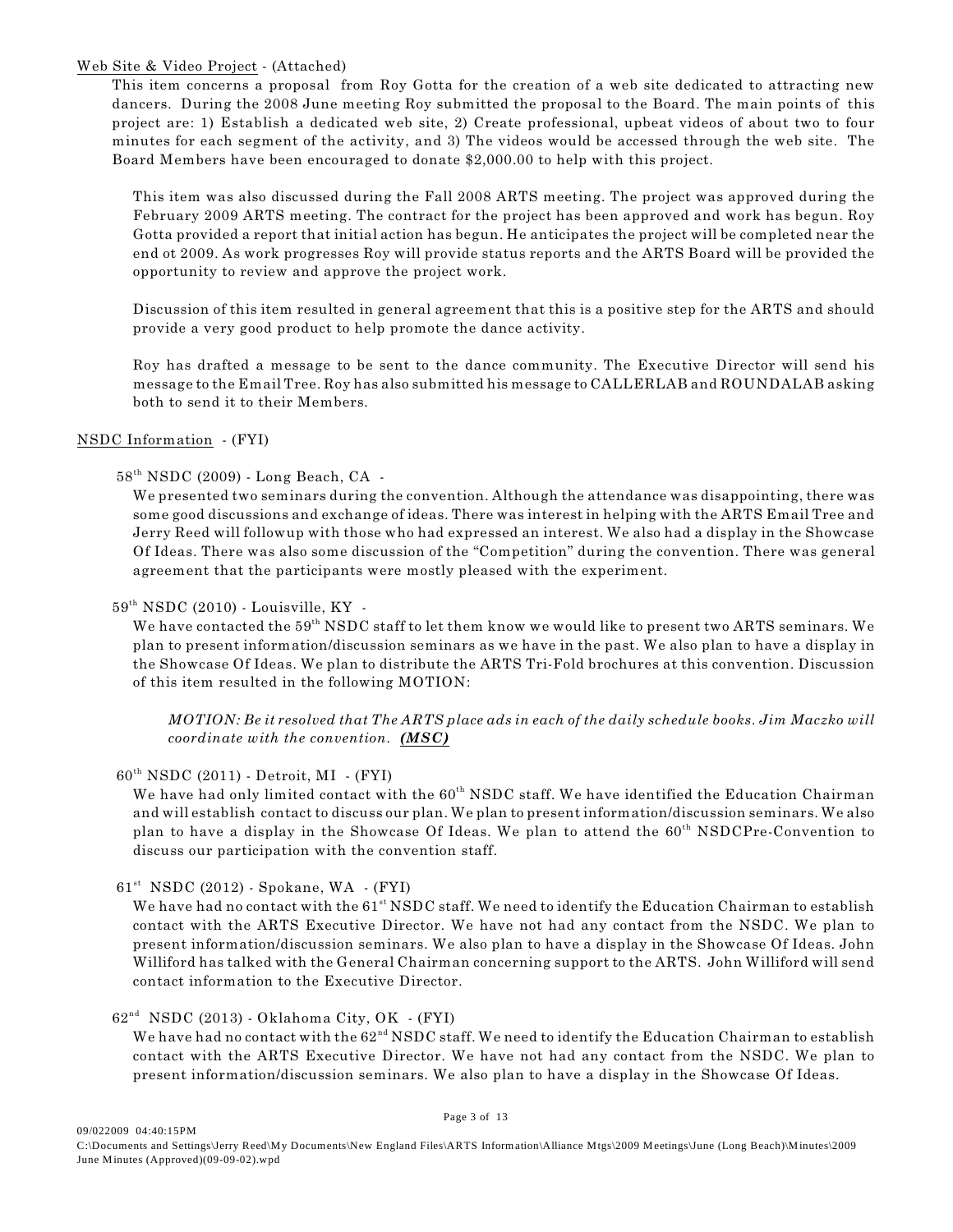Web Site & Video Project - (Attached)

This item concerns a proposal from Roy Gotta for the creation of a web site dedicated to attracting new dancers. During the 2008 June meeting Roy submitted the proposal to the Board. The main points of this project are: 1) Establish a dedicated web site, 2) Create professional, upbeat videos of about two to four minutes for each segment of the activity, and 3) The videos would be accessed through the web site. The Board Members have been encouraged to donate $2,000.00 to help with this project.

This item was also discussed during the Fall 2008 ARTS meeting. The project was approved during the February 2009 ARTS meeting. The contract for the project has been approved and work has begun. Roy Gotta provided a report that initial action has begun. He anticipates the project will be completed near the end ot 2009. As work progresses Roy will provide status reports and the ARTS Board will be provided the opportunity to review and approve the project work.

Discussion of this item resulted in general agreement that this is a positive step for the ARTS and should provide a very good product to help promote the dance activity.

Roy has drafted a message to be sent to the dance community. The Executive Director will send his message to the Email Tree. Roy has also submitted his message to CALLERLAB and ROUNDALAB asking both to send it to their Members.

NSDC Information - (FYI)

58th NSDC (2009) - Long Beach, CA -

We presented two seminars during the convention. Although the attendance was disappointing, there was some good discussions and exchange of ideas. There was interest in helping with the ARTS Email Tree and Jerry Reed will followup with those who had expressed an interest. We also had a display in the Showcase Of Ideas. There was also some discussion of the "Competition" during the convention. There was general agreement that the participants were mostly pleased with the experiment.

59th NSDC (2010) - Louisville, KY -

We have contacted the 59th NSDC staff to let them know we would like to present two ARTS seminars. We plan to present information/discussion seminars as we have in the past. We also plan to have a display in the Showcase Of Ideas. We plan to distribute the ARTS Tri-Fold brochures at this convention. Discussion of this item resulted in the following MOTION:

> *MOTION: Be it resolved that The ARTS place ads in each of the daily schedule books. Jim Maczko will coordinate with the convention.* ***(MSC)***

60th NSDC (2011) - Detroit, MI - (FYI)

We have had only limited contact with the 60th NSDC staff. We have identified the Education Chairman and will establish contact to discuss our plan. We plan to present information/discussion seminars. We also plan to have a display in the Showcase Of Ideas. We plan to attend the 60th NSDCPre-Convention to discuss our participation with the convention staff.

61st NSDC (2012) - Spokane, WA - (FYI)

We have had no contact with the 61st NSDC staff. We need to identify the Education Chairman to establish contact with the ARTS Executive Director. We have not had any contact from the NSDC. We plan to present information/discussion seminars. We also plan to have a display in the Showcase Of Ideas. John Williford has talked with the General Chairman concerning support to the ARTS. John Williford will send contact information to the Executive Director.

62nd NSDC (2013) - Oklahoma City, OK - (FYI)

We have had no contact with the 62nd NSDC staff. We need to identify the Education Chairman to establish contact with the ARTS Executive Director. We have not had any contact from the NSDC. We plan to present information/discussion seminars. We also plan to have a display in the Showcase Of Ideas.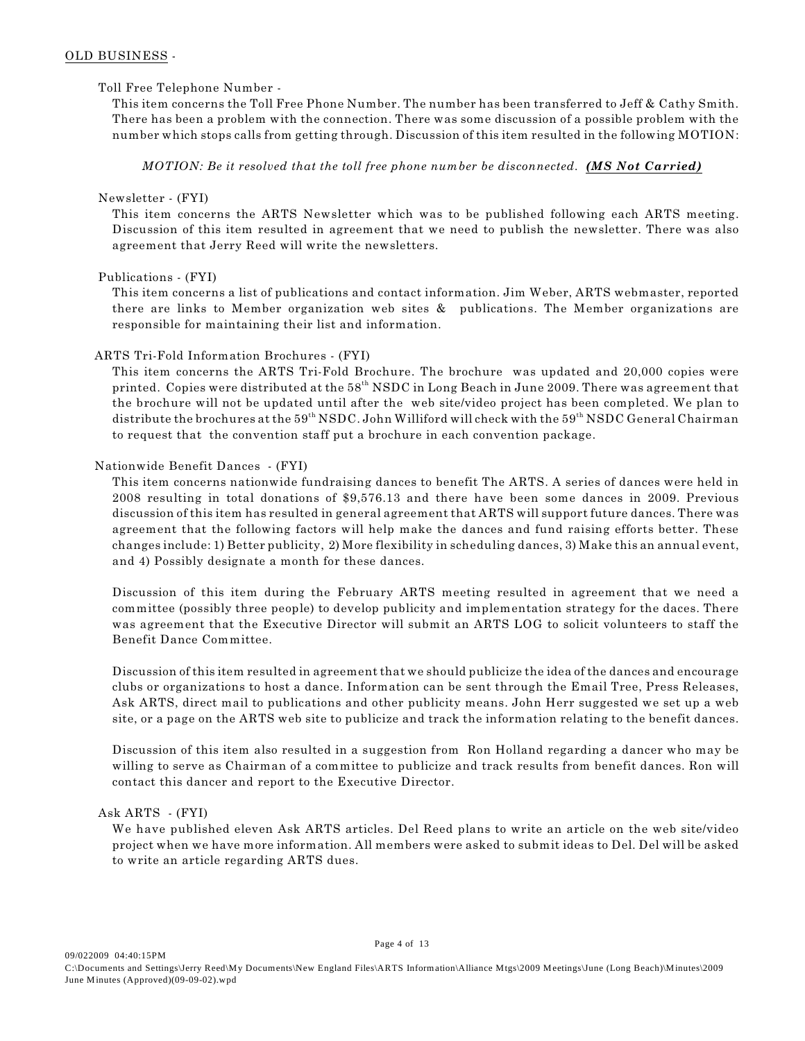OLD BUSINESS -

Toll Free Telephone Number -

This item concerns the Toll Free Phone Number. The number has been transferred to Jeff & Cathy Smith. There has been a problem with the connection. There was some discussion of a possible problem with the number which stops calls from getting through. Discussion of this item resulted in the following MOTION:

*MOTION: Be it resolved that the toll free phone number be disconnected.* ***(MS Not Carried)***

Newsletter - (FYI)

This item concerns the ARTS Newsletter which was to be published following each ARTS meeting. Discussion of this item resulted in agreement that we need to publish the newsletter. There was also agreement that Jerry Reed will write the newsletters.

Publications - (FYI)

This item concerns a list of publications and contact information. Jim Weber, ARTS webmaster, reported there are links to Member organization web sites & publications. The Member organizations are responsible for maintaining their list and information.

ARTS Tri-Fold Information Brochures - (FYI)

This item concerns the ARTS Tri-Fold Brochure. The brochure was updated and 20,000 copies were printed. Copies were distributed at the 58th NSDC in Long Beach in June 2009. There was agreement that the brochure will not be updated until after the web site/video project has been completed. We plan to distribute the brochures at the 59th NSDC. John Williford will check with the 59th NSDC General Chairman to request that the convention staff put a brochure in each convention package.

Nationwide Benefit Dances - (FYI)

This item concerns nationwide fundraising dances to benefit The ARTS. A series of dances were held in 2008 resulting in total donations of $9,576.13 and there have been some dances in 2009. Previous discussion of this item has resulted in general agreement that ARTS will support future dances. There was agreement that the following factors will help make the dances and fund raising efforts better. These changes include: 1) Better publicity, 2) More flexibility in scheduling dances, 3) Make this an annual event, and 4) Possibly designate a month for these dances.

Discussion of this item during the February ARTS meeting resulted in agreement that we need a committee (possibly three people) to develop publicity and implementation strategy for the daces. There was agreement that the Executive Director will submit an ARTS LOG to solicit volunteers to staff the Benefit Dance Committee.

Discussion of this item resulted in agreement that we should publicize the idea of the dances and encourage clubs or organizations to host a dance. Information can be sent through the Email Tree, Press Releases, Ask ARTS, direct mail to publications and other publicity means. John Herr suggested we set up a web site, or a page on the ARTS web site to publicize and track the information relating to the benefit dances.

Discussion of this item also resulted in a suggestion from Ron Holland regarding a dancer who may be willing to serve as Chairman of a committee to publicize and track results from benefit dances. Ron will contact this dancer and report to the Executive Director.

Ask ARTS - (FYI)

We have published eleven Ask ARTS articles. Del Reed plans to write an article on the web site/video project when we have more information. All members were asked to submit ideas to Del. Del will be asked to write an article regarding ARTS dues.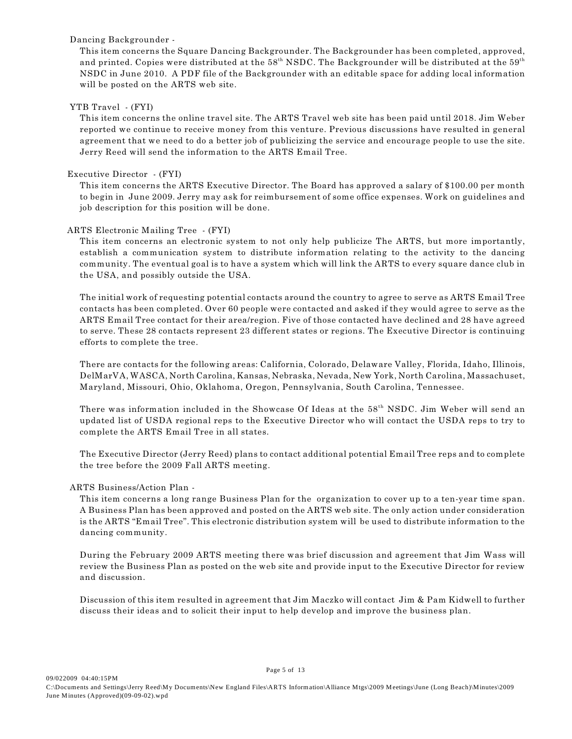Dancing Backgrounder -

This item concerns the Square Dancing Backgrounder. The Backgrounder has been completed, approved, and printed. Copies were distributed at the 58th NSDC. The Backgrounder will be distributed at the 59th NSDC in June 2010. A PDF file of the Backgrounder with an editable space for adding local information will be posted on the ARTS web site.

YTB Travel - (FYI)

This item concerns the online travel site. The ARTS Travel web site has been paid until 2018. Jim Weber reported we continue to receive money from this venture. Previous discussions have resulted in general agreement that we need to do a better job of publicizing the service and encourage people to use the site. Jerry Reed will send the information to the ARTS Email Tree.

Executive Director - (FYI)

This item concerns the ARTS Executive Director. The Board has approved a salary of $100.00 per month to begin in June 2009. Jerry may ask for reimbursement of some office expenses. Work on guidelines and job description for this position will be done.

ARTS Electronic Mailing Tree - (FYI)

This item concerns an electronic system to not only help publicize The ARTS, but more importantly, establish a communication system to distribute information relating to the activity to the dancing community. The eventual goal is to have a system which will link the ARTS to every square dance club in the USA, and possibly outside the USA.

The initial work of requesting potential contacts around the country to agree to serve as ARTS Email Tree contacts has been completed. Over 60 people were contacted and asked if they would agree to serve as the ARTS Email Tree contact for their area/region. Five of those contacted have declined and 28 have agreed to serve. These 28 contacts represent 23 different states or regions. The Executive Director is continuing efforts to complete the tree.

There are contacts for the following areas: California, Colorado, Delaware Valley, Florida, Idaho, Illinois, DelMarVA, WASCA, North Carolina, Kansas, Nebraska, Nevada, New York, North Carolina, Massachuset, Maryland, Missouri, Ohio, Oklahoma, Oregon, Pennsylvania, South Carolina, Tennessee.

There was information included in the Showcase Of Ideas at the 58th NSDC. Jim Weber will send an updated list of USDA regional reps to the Executive Director who will contact the USDA reps to try to complete the ARTS Email Tree in all states.

The Executive Director (Jerry Reed) plans to contact additional potential Email Tree reps and to complete the tree before the 2009 Fall ARTS meeting.

ARTS Business/Action Plan -

This item concerns a long range Business Plan for the organization to cover up to a ten-year time span. A Business Plan has been approved and posted on the ARTS web site. The only action under consideration is the ARTS "Email Tree". This electronic distribution system will be used to distribute information to the dancing community.

During the February 2009 ARTS meeting there was brief discussion and agreement that Jim Wass will review the Business Plan as posted on the web site and provide input to the Executive Director for review and discussion.

Discussion of this item resulted in agreement that Jim Maczko will contact Jim & Pam Kidwell to further discuss their ideas and to solicit their input to help develop and improve the business plan.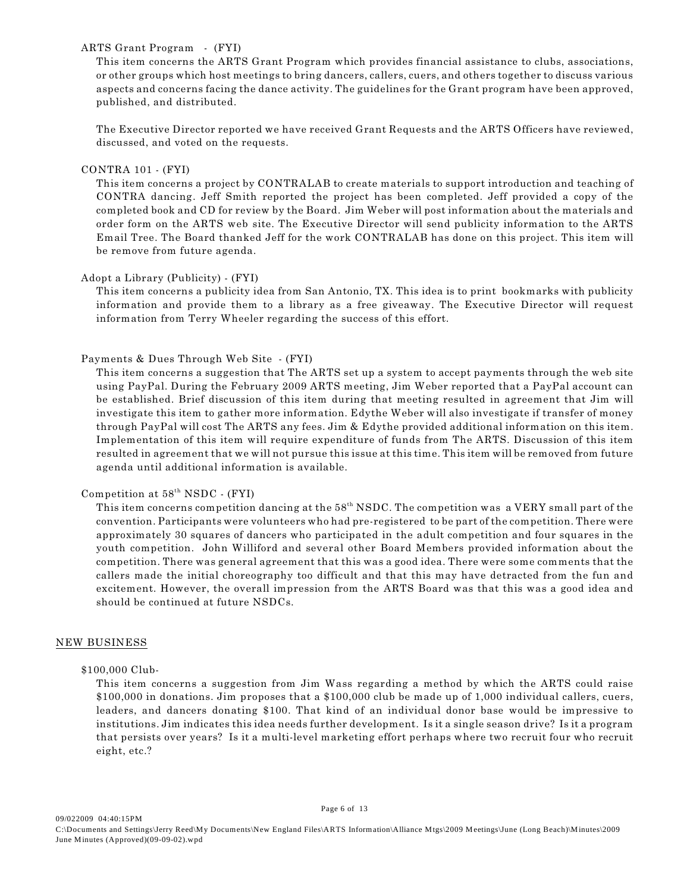ARTS Grant Program - (FYI)

This item concerns the ARTS Grant Program which provides financial assistance to clubs, associations, or other groups which host meetings to bring dancers, callers, cuers, and others together to discuss various aspects and concerns facing the dance activity. The guidelines for the Grant program have been approved, published, and distributed.

The Executive Director reported we have received Grant Requests and the ARTS Officers have reviewed, discussed, and voted on the requests.

CONTRA 101 - (FYI)

This item concerns a project by CONTRALAB to create materials to support introduction and teaching of CONTRA dancing. Jeff Smith reported the project has been completed. Jeff provided a copy of the completed book and CD for review by the Board. Jim Weber will post information about the materials and order form on the ARTS web site. The Executive Director will send publicity information to the ARTS Email Tree. The Board thanked Jeff for the work CONTRALAB has done on this project. This item will be remove from future agenda.

Adopt a Library (Publicity) - (FYI)

This item concerns a publicity idea from San Antonio, TX. This idea is to print bookmarks with publicity information and provide them to a library as a free giveaway. The Executive Director will request information from Terry Wheeler regarding the success of this effort.

Payments & Dues Through Web Site - (FYI)

This item concerns a suggestion that The ARTS set up a system to accept payments through the web site using PayPal. During the February 2009 ARTS meeting, Jim Weber reported that a PayPal account can be established. Brief discussion of this item during that meeting resulted in agreement that Jim will investigate this item to gather more information. Edythe Weber will also investigate if transfer of money through PayPal will cost The ARTS any fees. Jim & Edythe provided additional information on this item. Implementation of this item will require expenditure of funds from The ARTS. Discussion of this item resulted in agreement that we will not pursue this issue at this time. This item will be removed from future agenda until additional information is available.

Competition at 58th NSDC - (FYI)

This item concerns competition dancing at the 58th NSDC. The competition was a VERY small part of the convention. Participants were volunteers who had pre-registered to be part of the competition. There were approximately 30 squares of dancers who participated in the adult competition and four squares in the youth competition. John Williford and several other Board Members provided information about the competition. There was general agreement that this was a good idea. There were some comments that the callers made the initial choreography too difficult and that this may have detracted from the fun and excitement. However, the overall impression from the ARTS Board was that this was a good idea and should be continued at future NSDCs.

## NEW BUSINESS

$100,000 Club-

This item concerns a suggestion from Jim Wass regarding a method by which the ARTS could raise $100,000 in donations. Jim proposes that a $100,000 club be made up of 1,000 individual callers, cuers, leaders, and dancers donating $100. That kind of an individual donor base would be impressive to institutions. Jim indicates this idea needs further development. Is it a single season drive? Is it a program that persists over years? Is it a multi-level marketing effort perhaps where two recruit four who recruit eight, etc.?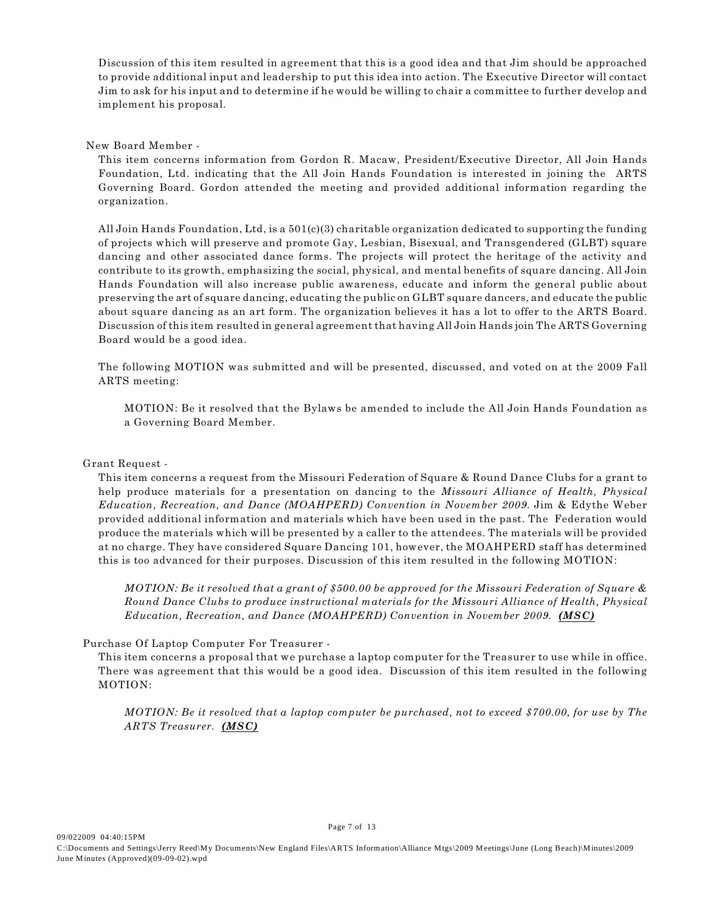Discussion of this item resulted in agreement that this is a good idea and that Jim should be approached to provide additional input and leadership to put this idea into action. The Executive Director will contact Jim to ask for his input and to determine if he would be willing to chair a committee to further develop and implement his proposal.

New Board Member -

This item concerns information from Gordon R. Macaw, President/Executive Director, All Join Hands Foundation, Ltd. indicating that the All Join Hands Foundation is interested in joining the ARTS Governing Board. Gordon attended the meeting and provided additional information regarding the organization.

All Join Hands Foundation, Ltd, is a 501(c)(3) charitable organization dedicated to supporting the funding of projects which will preserve and promote Gay, Lesbian, Bisexual, and Transgendered (GLBT) square dancing and other associated dance forms. The projects will protect the heritage of the activity and contribute to its growth, emphasizing the social, physical, and mental benefits of square dancing. All Join Hands Foundation will also increase public awareness, educate and inform the general public about preserving the art of square dancing, educating the public on GLBT square dancers, and educate the public about square dancing as an art form. The organization believes it has a lot to offer to the ARTS Board. Discussion of this item resulted in general agreement that having All Join Hands join The ARTS Governing Board would be a good idea.

The following MOTION was submitted and will be presented, discussed, and voted on at the 2009 Fall ARTS meeting:

> MOTION: Be it resolved that the Bylaws be amended to include the All Join Hands Foundation as a Governing Board Member.

Grant Request -

This item concerns a request from the Missouri Federation of Square & Round Dance Clubs for a grant to help produce materials for a presentation on dancing to the *Missouri Alliance of Health, Physical Education, Recreation, and Dance (MOAHPERD) Convention in November 2009.* Jim & Edythe Weber provided additional information and materials which have been used in the past. The Federation would produce the materials which will be presented by a caller to the attendees. The materials will be provided at no charge. They have considered Square Dancing 101, however, the MOAHPERD staff has determined this is too advanced for their purposes. Discussion of this item resulted in the following MOTION:

> *MOTION: Be it resolved that a grant of $500.00 be approved for the Missouri Federation of Square & Round Dance Clubs to produce instructional materials for the Missouri Alliance of Health, Physical Education, Recreation, and Dance (MOAHPERD) Convention in November 2009.* ***(MSC)***

Purchase Of Laptop Computer For Treasurer -

This item concerns a proposal that we purchase a laptop computer for the Treasurer to use while in office. There was agreement that this would be a good idea. Discussion of this item resulted in the following MOTION:

> *MOTION: Be it resolved that a laptop computer be purchased, not to exceed $700.00, for use by The ARTS Treasurer.* ***(MSC)***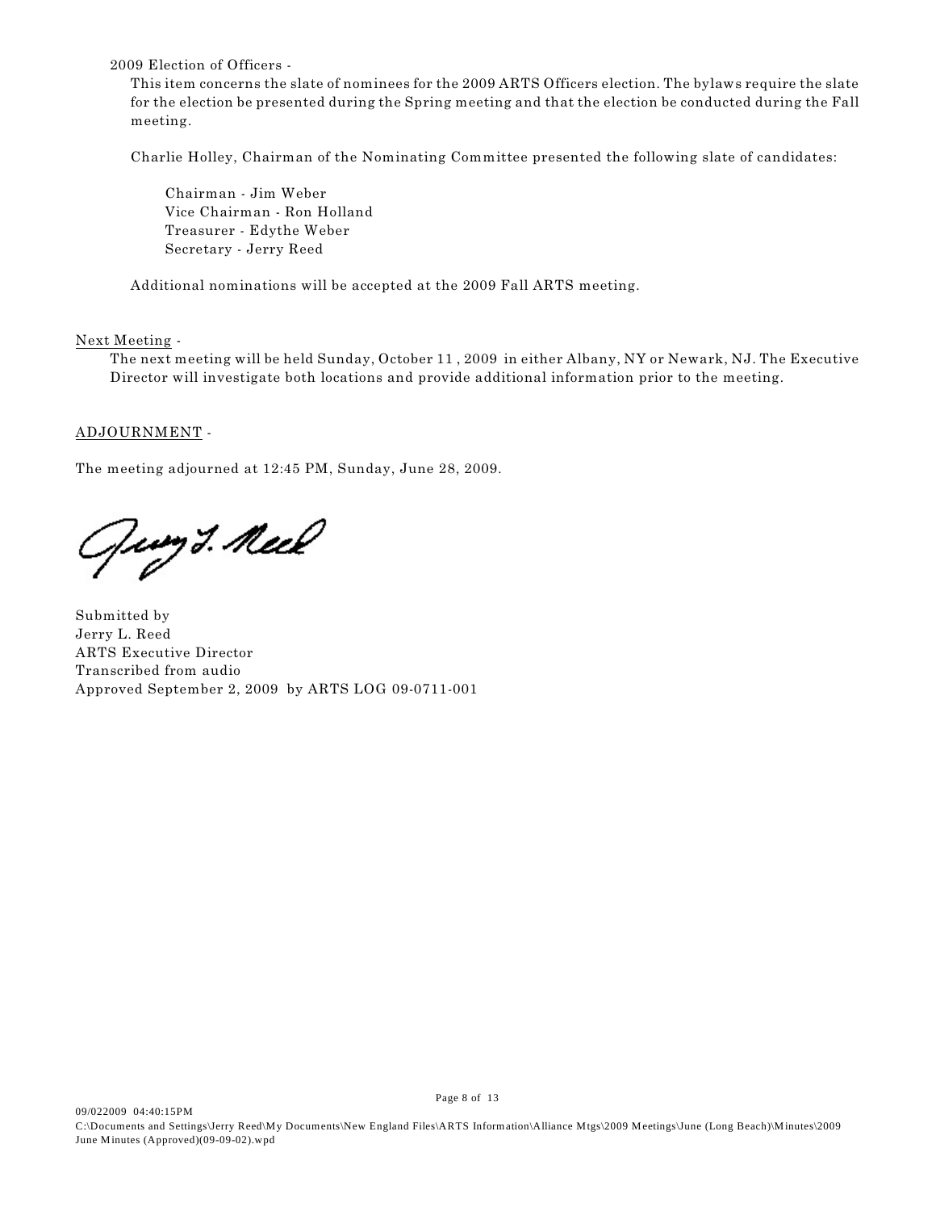2009 Election of Officers -

This item concerns the slate of nominees for the 2009 ARTS Officers election. The bylaws require the slate for the election be presented during the Spring meeting and that the election be conducted during the Fall meeting.

Charlie Holley, Chairman of the Nominating Committee presented the following slate of candidates:

Chairman - Jim Weber
Vice Chairman - Ron Holland
Treasurer - Edythe Weber
Secretary - Jerry Reed

Additional nominations will be accepted at the 2009 Fall ARTS meeting.

Next Meeting -

The next meeting will be held Sunday, October 11 , 2009 in either Albany, NY or Newark, NJ. The Executive Director will investigate both locations and provide additional information prior to the meeting.

ADJOURNMENT -

The meeting adjourned at 12:45 PM, Sunday, June 28, 2009.

Submitted by
Jerry L. Reed
ARTS Executive Director
Transcribed from audio
Approved September 2, 2009 by ARTS LOG 09-0711-001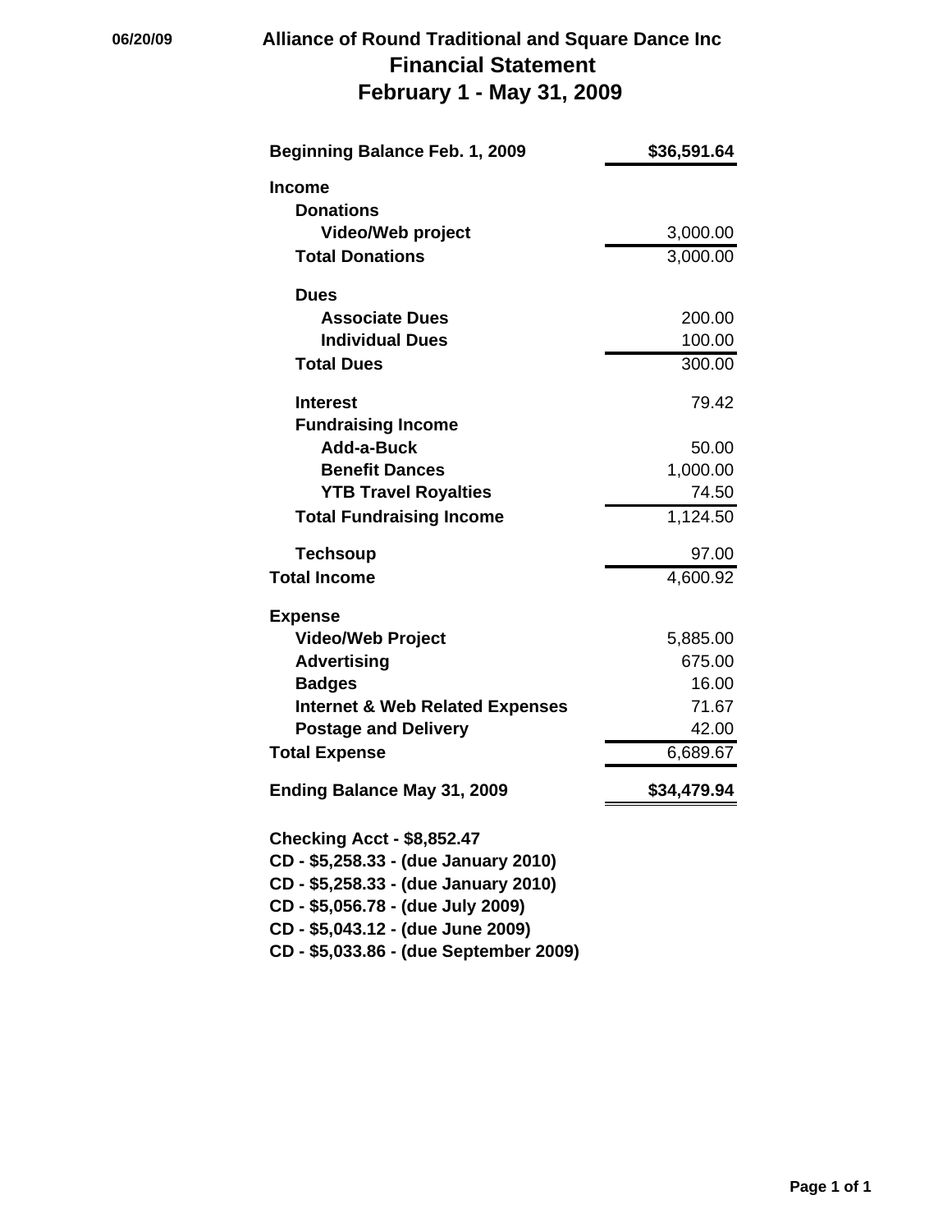06/20/09

# Alliance of Round Traditional and Square Dance Inc

## Financial Statement

## February 1 - May 31, 2009

| | |
|---|---:|
| **Beginning Balance Feb. 1, 2009** | **$36,591.64** |
| **Income** | |
| **Donations** | |
| **Video/Web project** | 3,000.00 |
| **Total Donations** | 3,000.00 |
| **Dues** | |
| **Associate Dues** | 200.00 |
| **Individual Dues** | 100.00 |
| **Total Dues** | 300.00 |
| **Interest** | 79.42 |
| **Fundraising Income** | |
| **Add-a-Buck** | 50.00 |
| **Benefit Dances** | 1,000.00 |
| **YTB Travel Royalties** | 74.50 |
| **Total Fundraising Income** | 1,124.50 |
| **Techsoup** | 97.00 |
| **Total Income** | 4,600.92 |
| **Expense** | |
| **Video/Web Project** | 5,885.00 |
| **Advertising** | 675.00 |
| **Badges** | 16.00 |
| **Internet & Web Related Expenses** | 71.67 |
| **Postage and Delivery** | 42.00 |
| **Total Expense** | 6,689.67 |
| **Ending Balance May 31, 2009** | **$34,479.94** |

**Checking Acct - $8,852.47**
**CD - $5,258.33 - (due January 2010)**
**CD - $5,258.33 - (due January 2010)**
**CD - $5,056.78 - (due July 2009)**
**CD - $5,043.12 - (due June 2009)**
**CD - $5,033.86 - (due September 2009)**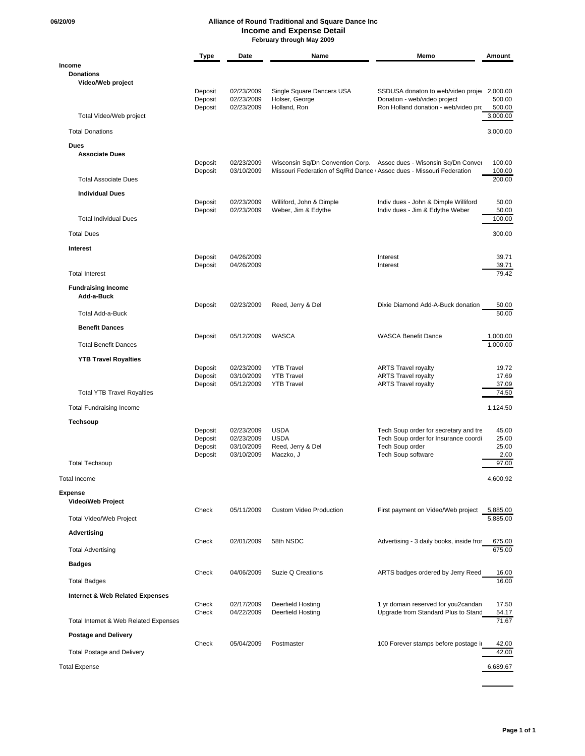06/20/09

# Alliance of Round Traditional and Square Dance Inc
## Income and Expense Detail
**February through May 2009**

| | Type | Date | Name | Memo | Amount |
|---|---|---|---|---|---|
| **Income** | | | | | |
| **Donations** | | | | | |
| **Video/Web project** | | | | | |
| | Deposit | 02/23/2009 | Single Square Dancers USA | SSDUSA donaton to web/video projec | 2,000.00 |
| | Deposit | 02/23/2009 | Holser, George | Donation - web/video project | 500.00 |
| | Deposit | 02/23/2009 | Holland, Ron | Ron Holland donation - web/video prc | 500.00 |
| Total Video/Web project | | | | | 3,000.00 |
| Total Donations | | | | | 3,000.00 |
| **Dues** | | | | | |
| **Associate Dues** | | | | | |
| | Deposit | 02/23/2009 | Wisconsin Sq/Dn Convention Corp. | Assoc dues - Wisonsin Sq/Dn Conver | 100.00 |
| | Deposit | 03/10/2009 | Missouri Federation of Sq/Rd Dance ( | Assoc dues - Missouri Federation | 100.00 |
| Total Associate Dues | | | | | 200.00 |
| **Individual Dues** | | | | | |
| | Deposit | 02/23/2009 | Williford, John & Dimple | Indiv dues - John & Dimple Williford | 50.00 |
| | Deposit | 02/23/2009 | Weber, Jim & Edythe | Indiv dues - Jim & Edythe Weber | 50.00 |
| Total Individual Dues | | | | | 100.00 |
| Total Dues | | | | | 300.00 |
| **Interest** | | | | | |
| | Deposit | 04/26/2009 | | Interest | 39.71 |
| | Deposit | 04/26/2009 | | Interest | 39.71 |
| Total Interest | | | | | 79.42 |
| **Fundraising Income** | | | | | |
| **Add-a-Buck** | | | | | |
| | Deposit | 02/23/2009 | Reed, Jerry & Del | Dixie Diamond Add-A-Buck donation | 50.00 |
| Total Add-a-Buck | | | | | 50.00 |
| **Benefit Dances** | | | | | |
| | Deposit | 05/12/2009 | WASCA | WASCA Benefit Dance | 1,000.00 |
| Total Benefit Dances | | | | | 1,000.00 |
| **YTB Travel Royalties** | | | | | |
| | Deposit | 02/23/2009 | YTB Travel | ARTS Travel royalty | 19.72 |
| | Deposit | 03/10/2009 | YTB Travel | ARTS Travel royalty | 17.69 |
| | Deposit | 05/12/2009 | YTB Travel | ARTS Travel royalty | 37.09 |
| Total YTB Travel Royalties | | | | | 74.50 |
| Total Fundraising Income | | | | | 1,124.50 |
| **Techsoup** | | | | | |
| | Deposit | 02/23/2009 | USDA | Tech Soup order for secretary and tre | 45.00 |
| | Deposit | 02/23/2009 | USDA | Tech Soup order for Insurance coordi | 25.00 |
| | Deposit | 03/10/2009 | Reed, Jerry & Del | Tech Soup order | 25.00 |
| | Deposit | 03/10/2009 | Maczko, J | Tech Soup software | 2.00 |
| Total Techsoup | | | | | 97.00 |
| Total Income | | | | | 4,600.92 |
| **Expense** | | | | | |
| **Video/Web Project** | | | | | |
| | Check | 05/11/2009 | Custom Video Production | First payment on Video/Web project | 5,885.00 |
| Total Video/Web Project | | | | | 5,885.00 |
| **Advertising** | | | | | |
| | Check | 02/01/2009 | 58th NSDC | Advertising - 3 daily books, inside fror | 675.00 |
| Total Advertising | | | | | 675.00 |
| **Badges** | | | | | |
| | Check | 04/06/2009 | Suzie Q Creations | ARTS badges ordered by Jerry Reed | 16.00 |
| Total Badges | | | | | 16.00 |
| **Internet & Web Related Expenses** | | | | | |
| | Check | 02/17/2009 | Deerfield Hosting | 1 yr domain reserved for you2candan | 17.50 |
| | Check | 04/22/2009 | Deerfield Hosting | Upgrade from Standard Plus to Stand | 54.17 |
| Total Internet & Web Related Expenses | | | | | 71.67 |
| **Postage and Delivery** | | | | | |
| | Check | 05/04/2009 | Postmaster | 100 Forever stamps before postage ir | 42.00 |
| Total Postage and Delivery | | | | | 42.00 |
| Total Expense | | | | | 6,689.67 |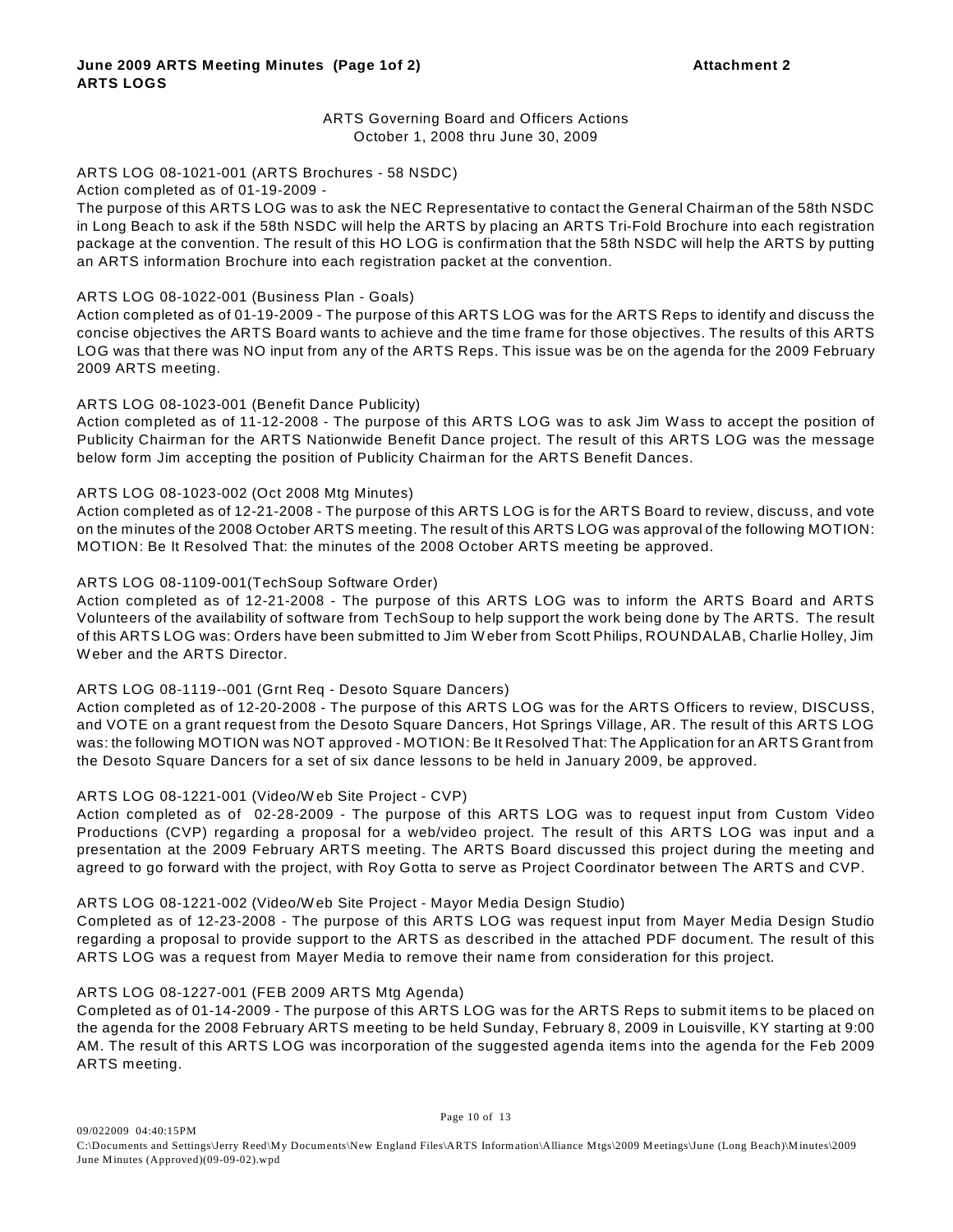**June 2009 ARTS Meeting Minutes (Page 1of 2)** **Attachment 2**
**ARTS LOGS**

ARTS Governing Board and Officers Actions
October 1, 2008 thru June 30, 2009

ARTS LOG 08-1021-001 (ARTS Brochures - 58 NSDC)
Action completed as of 01-19-2009 -
The purpose of this ARTS LOG was to ask the NEC Representative to contact the General Chairman of the 58th NSDC in Long Beach to ask if the 58th NSDC will help the ARTS by placing an ARTS Tri-Fold Brochure into each registration package at the convention. The result of this HO LOG is confirmation that the 58th NSDC will help the ARTS by putting an ARTS information Brochure into each registration packet at the convention.

ARTS LOG 08-1022-001 (Business Plan - Goals)
Action completed as of 01-19-2009 - The purpose of this ARTS LOG was for the ARTS Reps to identify and discuss the concise objectives the ARTS Board wants to achieve and the time frame for those objectives. The results of this ARTS LOG was that there was NO input from any of the ARTS Reps. This issue was be on the agenda for the 2009 February 2009 ARTS meeting.

ARTS LOG 08-1023-001 (Benefit Dance Publicity)
Action completed as of 11-12-2008 - The purpose of this ARTS LOG was to ask Jim Wass to accept the position of Publicity Chairman for the ARTS Nationwide Benefit Dance project. The result of this ARTS LOG was the message below form Jim accepting the position of Publicity Chairman for the ARTS Benefit Dances.

ARTS LOG 08-1023-002 (Oct 2008 Mtg Minutes)
Action completed as of 12-21-2008 - The purpose of this ARTS LOG is for the ARTS Board to review, discuss, and vote on the minutes of the 2008 October ARTS meeting. The result of this ARTS LOG was approval of the following MOTION: MOTION: Be It Resolved That: the minutes of the 2008 October ARTS meeting be approved.

ARTS LOG 08-1109-001(TechSoup Software Order)
Action completed as of 12-21-2008 - The purpose of this ARTS LOG was to inform the ARTS Board and ARTS Volunteers of the availability of software from TechSoup to help support the work being done by The ARTS. The result of this ARTS LOG was: Orders have been submitted to Jim Weber from Scott Philips, ROUNDALAB, Charlie Holley, Jim Weber and the ARTS Director.

ARTS LOG 08-1119--001 (Grnt Req - Desoto Square Dancers)
Action completed as of 12-20-2008 - The purpose of this ARTS LOG was for the ARTS Officers to review, DISCUSS, and VOTE on a grant request from the Desoto Square Dancers, Hot Springs Village, AR. The result of this ARTS LOG was: the following MOTION was NOT approved - MOTION: Be It Resolved That: The Application for an ARTS Grant from the Desoto Square Dancers for a set of six dance lessons to be held in January 2009, be approved.

ARTS LOG 08-1221-001 (Video/Web Site Project - CVP)
Action completed as of 02-28-2009 - The purpose of this ARTS LOG was to request input from Custom Video Productions (CVP) regarding a proposal for a web/video project. The result of this ARTS LOG was input and a presentation at the 2009 February ARTS meeting. The ARTS Board discussed this project during the meeting and agreed to go forward with the project, with Roy Gotta to serve as Project Coordinator between The ARTS and CVP.

ARTS LOG 08-1221-002 (Video/Web Site Project - Mayor Media Design Studio)
Completed as of 12-23-2008 - The purpose of this ARTS LOG was request input from Mayer Media Design Studio regarding a proposal to provide support to the ARTS as described in the attached PDF document. The result of this ARTS LOG was a request from Mayer Media to remove their name from consideration for this project.

ARTS LOG 08-1227-001 (FEB 2009 ARTS Mtg Agenda)
Completed as of 01-14-2009 - The purpose of this ARTS LOG was for the ARTS Reps to submit items to be placed on the agenda for the 2008 February ARTS meeting to be held Sunday, February 8, 2009 in Louisville, KY starting at 9:00 AM. The result of this ARTS LOG was incorporation of the suggested agenda items into the agenda for the Feb 2009 ARTS meeting.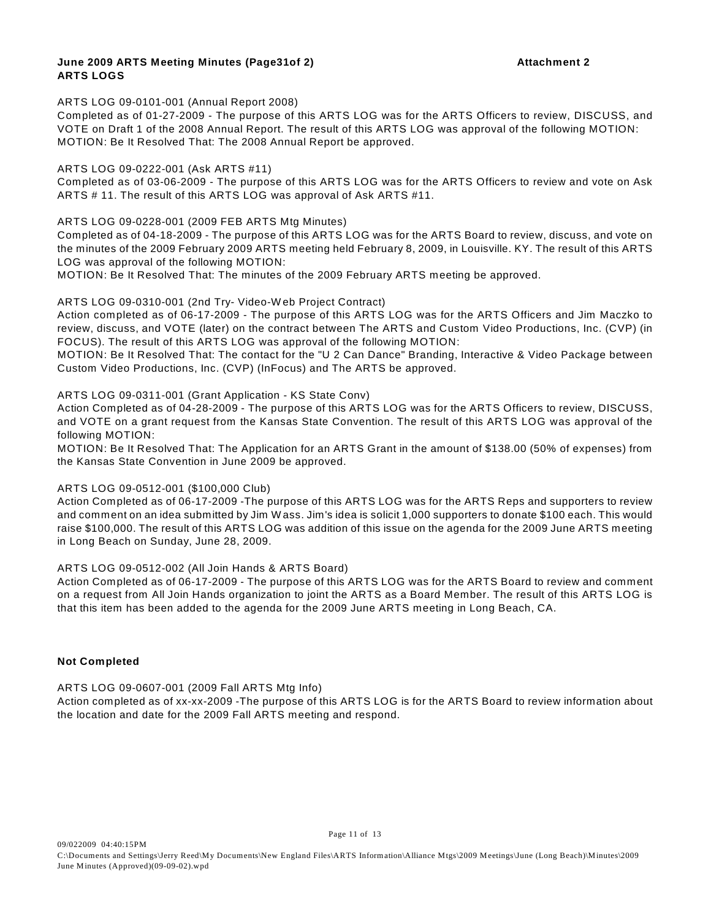**June 2009 ARTS Meeting Minutes (Page31of 2)** **Attachment 2**
**ARTS LOGS**

ARTS LOG 09-0101-001 (Annual Report 2008)
Completed as of 01-27-2009 - The purpose of this ARTS LOG was for the ARTS Officers to review, DISCUSS, and VOTE on Draft 1 of the 2008 Annual Report. The result of this ARTS LOG was approval of the following MOTION:
MOTION: Be It Resolved That: The 2008 Annual Report be approved.

ARTS LOG 09-0222-001 (Ask ARTS #11)
Completed as of 03-06-2009 - The purpose of this ARTS LOG was for the ARTS Officers to review and vote on Ask ARTS # 11. The result of this ARTS LOG was approval of Ask ARTS #11.

ARTS LOG 09-0228-001 (2009 FEB ARTS Mtg Minutes)
Completed as of 04-18-2009 - The purpose of this ARTS LOG was for the ARTS Board to review, discuss, and vote on the minutes of the 2009 February 2009 ARTS meeting held February 8, 2009, in Louisville. KY. The result of this ARTS LOG was approval of the following MOTION:
MOTION: Be It Resolved That: The minutes of the 2009 February ARTS meeting be approved.

ARTS LOG 09-0310-001 (2nd Try- Video-Web Project Contract)
Action completed as of 06-17-2009 - The purpose of this ARTS LOG was for the ARTS Officers and Jim Maczko to review, discuss, and VOTE (later) on the contract between The ARTS and Custom Video Productions, Inc. (CVP) (in FOCUS). The result of this ARTS LOG was approval of the following MOTION:
MOTION: Be It Resolved That: The contact for the "U 2 Can Dance" Branding, Interactive & Video Package between Custom Video Productions, Inc. (CVP) (InFocus) and The ARTS be approved.

ARTS LOG 09-0311-001 (Grant Application - KS State Conv)
Action Completed as of 04-28-2009 - The purpose of this ARTS LOG was for the ARTS Officers to review, DISCUSS, and VOTE on a grant request from the Kansas State Convention. The result of this ARTS LOG was approval of the following MOTION:
MOTION: Be It Resolved That: The Application for an ARTS Grant in the amount of $138.00 (50% of expenses) from the Kansas State Convention in June 2009 be approved.

ARTS LOG 09-0512-001 ($100,000 Club)
Action Completed as of 06-17-2009 -The purpose of this ARTS LOG was for the ARTS Reps and supporters to review and comment on an idea submitted by Jim Wass. Jim's idea is solicit 1,000 supporters to donate $100 each. This would raise $100,000. The result of this ARTS LOG was addition of this issue on the agenda for the 2009 June ARTS meeting in Long Beach on Sunday, June 28, 2009.

ARTS LOG 09-0512-002 (All Join Hands & ARTS Board)
Action Completed as of 06-17-2009 - The purpose of this ARTS LOG was for the ARTS Board to review and comment on a request from All Join Hands organization to joint the ARTS as a Board Member. The result of this ARTS LOG is that this item has been added to the agenda for the 2009 June ARTS meeting in Long Beach, CA.

**Not Completed**

ARTS LOG 09-0607-001 (2009 Fall ARTS Mtg Info)
Action completed as of xx-xx-2009 -The purpose of this ARTS LOG is for the ARTS Board to review information about the location and date for the 2009 Fall ARTS meeting and respond.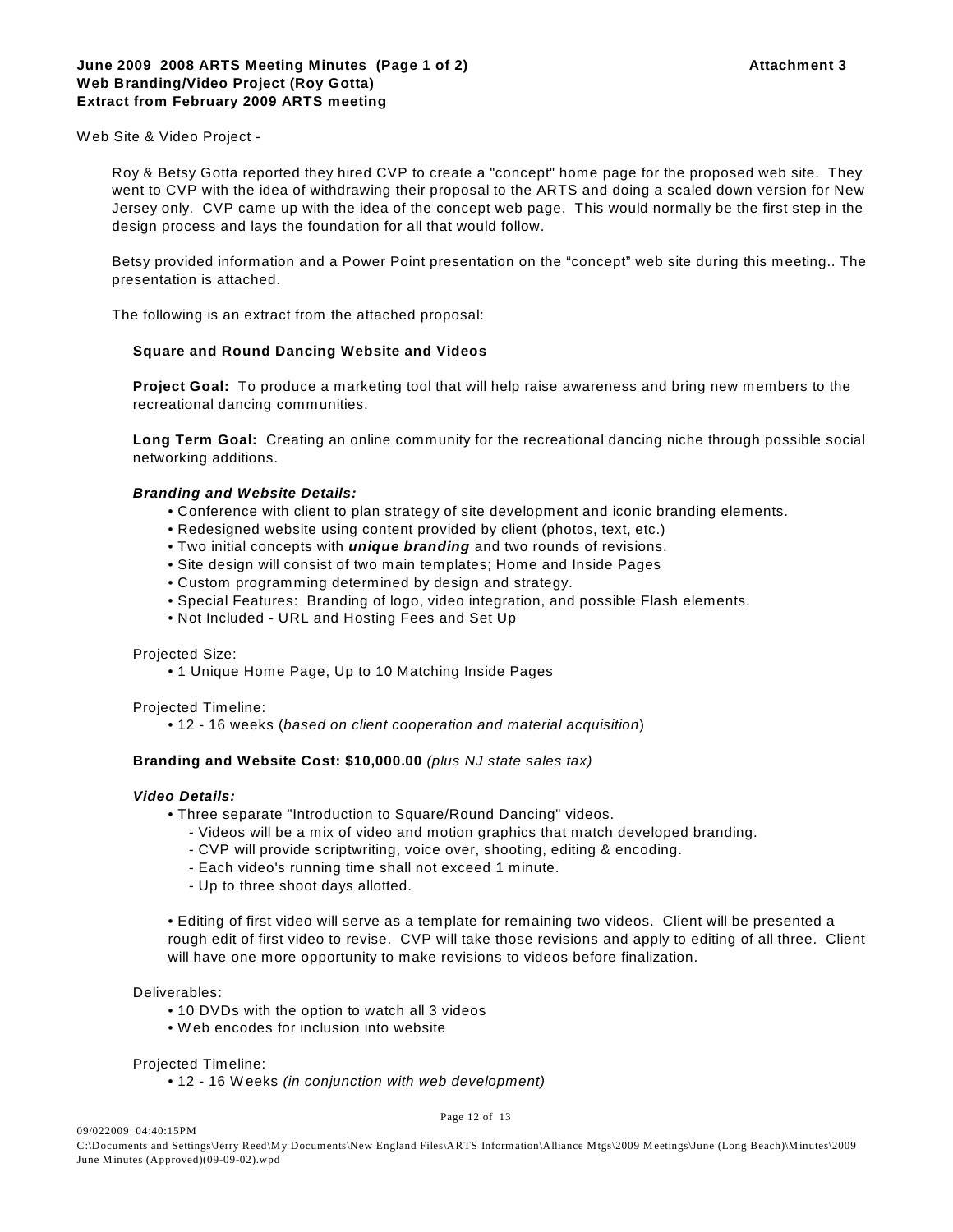**June 2009 2008 ARTS Meeting Minutes (Page 1 of 2)** **Attachment 3**
**Web Branding/Video Project (Roy Gotta)**
**Extract from February 2009 ARTS meeting**

Web Site & Video Project -

Roy & Betsy Gotta reported they hired CVP to create a "concept" home page for the proposed web site. They went to CVP with the idea of withdrawing their proposal to the ARTS and doing a scaled down version for New Jersey only. CVP came up with the idea of the concept web page. This would normally be the first step in the design process and lays the foundation for all that would follow.

Betsy provided information and a Power Point presentation on the "concept" web site during this meeting.. The presentation is attached.

The following is an extract from the attached proposal:

**Square and Round Dancing Website and Videos**

**Project Goal:** To produce a marketing tool that will help raise awareness and bring new members to the recreational dancing communities.

**Long Term Goal:** Creating an online community for the recreational dancing niche through possible social networking additions.

***Branding and Website Details:***

- Conference with client to plan strategy of site development and iconic branding elements.
- Redesigned website using content provided by client (photos, text, etc.)
- Two initial concepts with ***unique branding*** and two rounds of revisions.
- Site design will consist of two main templates; Home and Inside Pages
- Custom programming determined by design and strategy.
- Special Features: Branding of logo, video integration, and possible Flash elements.
- Not Included - URL and Hosting Fees and Set Up

Projected Size:

- 1 Unique Home Page, Up to 10 Matching Inside Pages

Projected Timeline:

- 12 - 16 weeks (*based on client cooperation and material acquisition*)

**Branding and Website Cost: $10,000.00** *(plus NJ state sales tax)*

***Video Details:***

- Three separate "Introduction to Square/Round Dancing" videos.
  - Videos will be a mix of video and motion graphics that match developed branding.
  - CVP will provide scriptwriting, voice over, shooting, editing & encoding.
  - Each video's running time shall not exceed 1 minute.
  - Up to three shoot days allotted.

- Editing of first video will serve as a template for remaining two videos. Client will be presented a rough edit of first video to revise. CVP will take those revisions and apply to editing of all three. Client will have one more opportunity to make revisions to videos before finalization.

Deliverables:

- 10 DVDs with the option to watch all 3 videos
- Web encodes for inclusion into website

Projected Timeline:

- 12 - 16 Weeks *(in conjunction with web development)*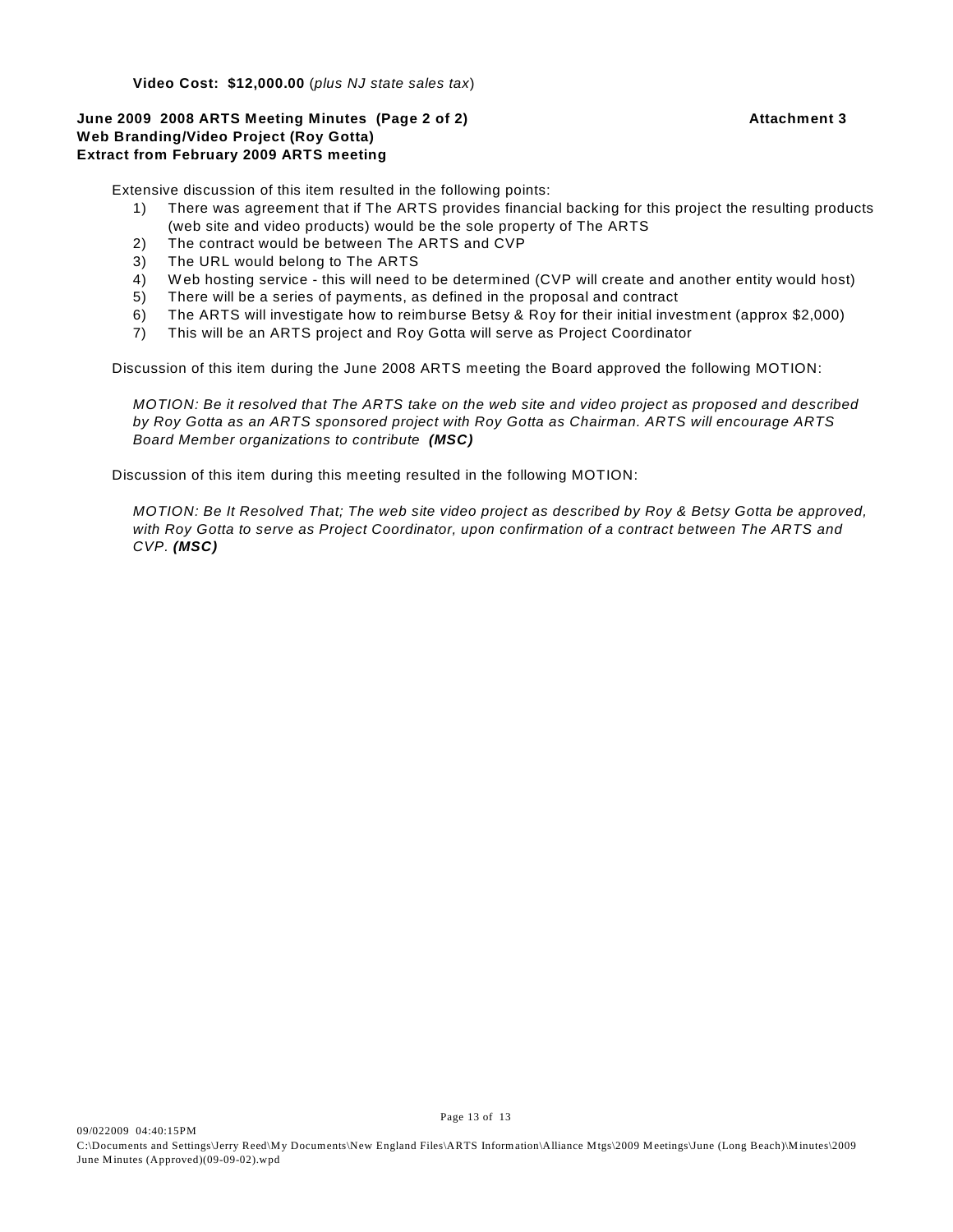**Video Cost: $12,000.00** (*plus NJ state sales tax*)

**June 2009 2008 ARTS Meeting Minutes (Page 2 of 2)** **Attachment 3**
**Web Branding/Video Project (Roy Gotta)**
**Extract from February 2009 ARTS meeting**

Extensive discussion of this item resulted in the following points:

1) There was agreement that if The ARTS provides financial backing for this project the resulting products (web site and video products) would be the sole property of The ARTS
2) The contract would be between The ARTS and CVP
3) The URL would belong to The ARTS
4) Web hosting service - this will need to be determined (CVP will create and another entity would host)
5) There will be a series of payments, as defined in the proposal and contract
6) The ARTS will investigate how to reimburse Betsy & Roy for their initial investment (approx $2,000)
7) This will be an ARTS project and Roy Gotta will serve as Project Coordinator

Discussion of this item during the June 2008 ARTS meeting the Board approved the following MOTION:

*MOTION: Be it resolved that The ARTS take on the web site and video project as proposed and described by Roy Gotta as an ARTS sponsored project with Roy Gotta as Chairman. ARTS will encourage ARTS Board Member organizations to contribute* ***(MSC)***

Discussion of this item during this meeting resulted in the following MOTION:

*MOTION: Be It Resolved That; The web site video project as described by Roy & Betsy Gotta be approved, with Roy Gotta to serve as Project Coordinator, upon confirmation of a contract between The ARTS and CVP.* ***(MSC)***